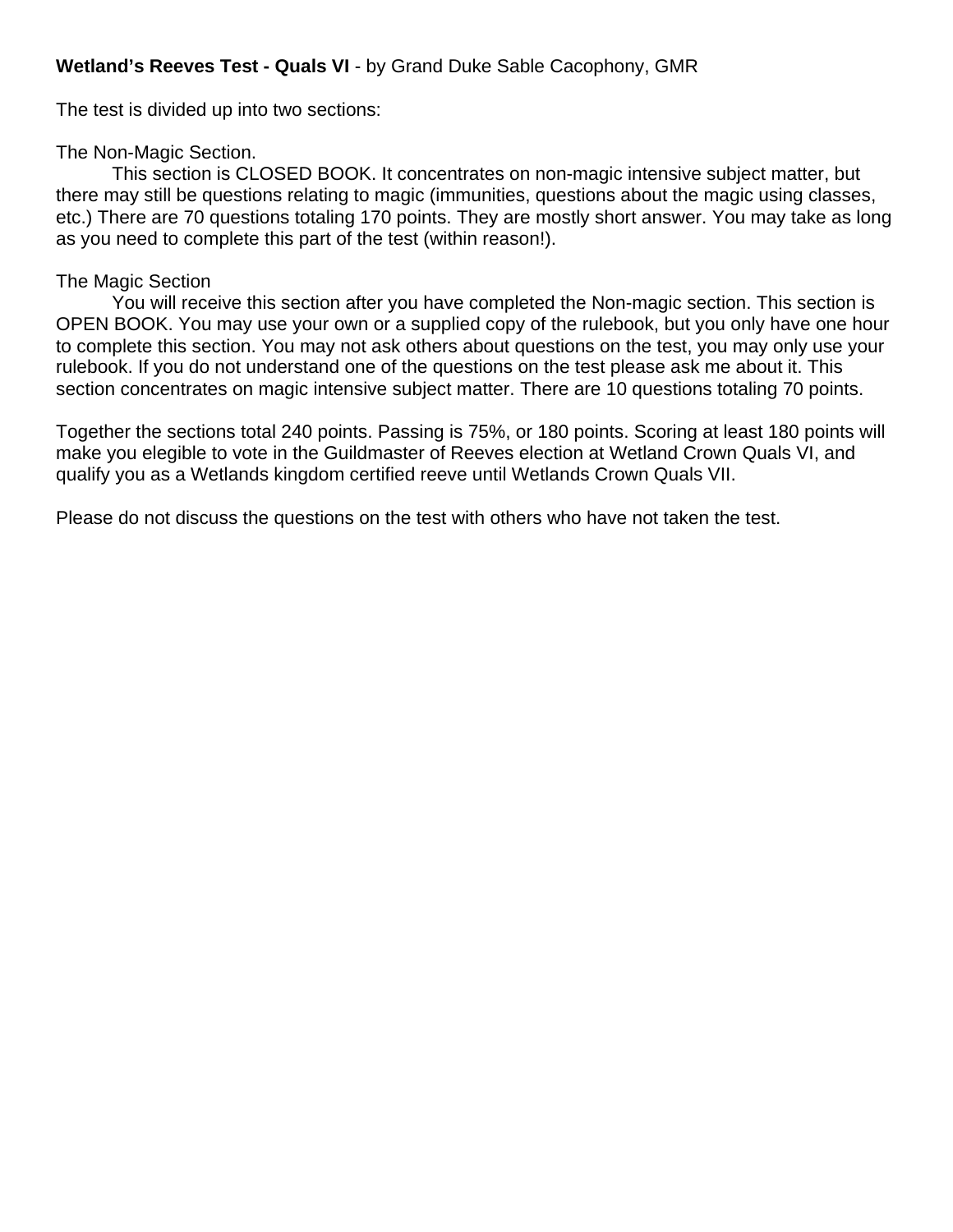**Wetland's Reeves Test - Quals VI** - by Grand Duke Sable Cacophony, GMR

The test is divided up into two sections:

The Non-Magic Section.

This section is CLOSED BOOK. It concentrates on non-magic intensive subject matter, but there may still be questions relating to magic (immunities, questions about the magic using classes, etc.) There are 70 questions totaling 170 points. They are mostly short answer. You may take as long as you need to complete this part of the test (within reason!).

The Magic Section

You will receive this section after you have completed the Non-magic section. This section is OPEN BOOK. You may use your own or a supplied copy of the rulebook, but you only have one hour to complete this section. You may not ask others about questions on the test, you may only use your rulebook. If you do not understand one of the questions on the test please ask me about it. This section concentrates on magic intensive subject matter. There are 10 questions totaling 70 points.

Together the sections total 240 points. Passing is 75%, or 180 points. Scoring at least 180 points will make you elegible to vote in the Guildmaster of Reeves election at Wetland Crown Quals VI, and qualify you as a Wetlands kingdom certified reeve until Wetlands Crown Quals VII.

Please do not discuss the questions on the test with others who have not taken the test.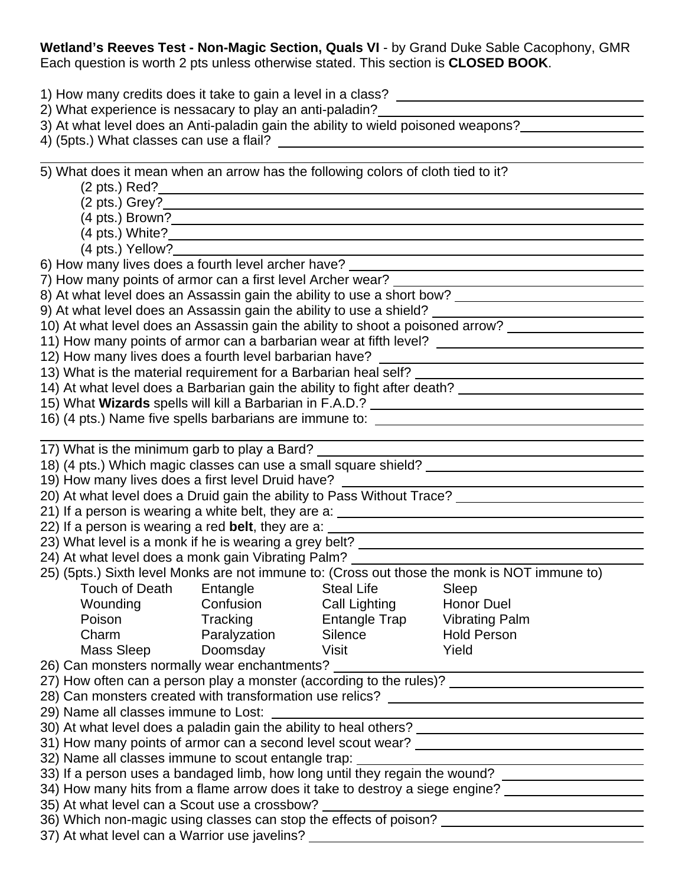**Wetland's Reeves Test - Non-Magic Section, Quals VI** - by Grand Duke Sable Cacophony, GMR
Each question is worth 2 pts unless otherwise stated. This section is **CLOSED BOOK**.

1) How many credits does it take to gain a level in a class? ____________________

2) What experience is nessacary to play an anti-paladin? ____________________

3) At what level does an Anti-paladin gain the ability to wield poisoned weapons? ____________________

4) (5pts.) What classes can use a flail? ____________________

____________________

5) What does it mean when an arrow has the following colors of cloth tied to it?

- (2 pts.) Red? ____________________
- (2 pts.) Grey? ____________________
- (4 pts.) Brown? ____________________
- (4 pts.) White? ____________________
- (4 pts.) Yellow? ____________________

6) How many lives does a fourth level archer have? ____________________

7) How many points of armor can a first level Archer wear? ____________________

8) At what level does an Assassin gain the ability to use a short bow? ____________________

9) At what level does an Assassin gain the ability to use a shield? ____________________

10) At what level does an Assassin gain the ability to shoot a poisoned arrow? ____________________

11) How many points of armor can a barbarian wear at fifth level? ____________________

12) How many lives does a fourth level barbarian have? ____________________

13) What is the material requirement for a Barbarian heal self? ____________________

14) At what level does a Barbarian gain the ability to fight after death? ____________________

15) What **Wizards** spells will kill a Barbarian in F.A.D.? ____________________

16) (4 pts.) Name five spells barbarians are immune to: ____________________

____________________

17) What is the minimum garb to play a Bard? ____________________

18) (4 pts.) Which magic classes can use a small square shield? ____________________

19) How many lives does a first level Druid have? ____________________

20) At what level does a Druid gain the ability to Pass Without Trace? ____________________

21) If a person is wearing a white belt, they are a: ____________________

22) If a person is wearing a red **belt**, they are a: ____________________

23) What level is a monk if he is wearing a grey belt? ____________________

24) At what level does a monk gain Vibrating Palm? ____________________

25) (5pts.) Sixth level Monks are not immune to: (Cross out those the monk is NOT immune to)

| | | | |
|---|---|---|---|
| Touch of Death | Entangle | Steal Life | Sleep |
| Wounding | Confusion | Call Lighting | Honor Duel |
| Poison | Tracking | Entangle Trap | Vibrating Palm |
| Charm | Paralyzation | Silence | Hold Person |
| Mass Sleep | Doomsday | Visit | Yield |

26) Can monsters normally wear enchantments? ____________________

27) How often can a person play a monster (according to the rules)? ____________________

28) Can monsters created with transformation use relics? ____________________

29) Name all classes immune to Lost: ____________________

30) At what level does a paladin gain the ability to heal others? ____________________

31) How many points of armor can a second level scout wear? ____________________

32) Name all classes immune to scout entangle trap: ____________________

33) If a person uses a bandaged limb, how long until they regain the wound? ____________________

34) How many hits from a flame arrow does it take to destroy a siege engine? ____________________

35) At what level can a Scout use a crossbow? ____________________

36) Which non-magic using classes can stop the effects of poison? ____________________

37) At what level can a Warrior use javelins? ____________________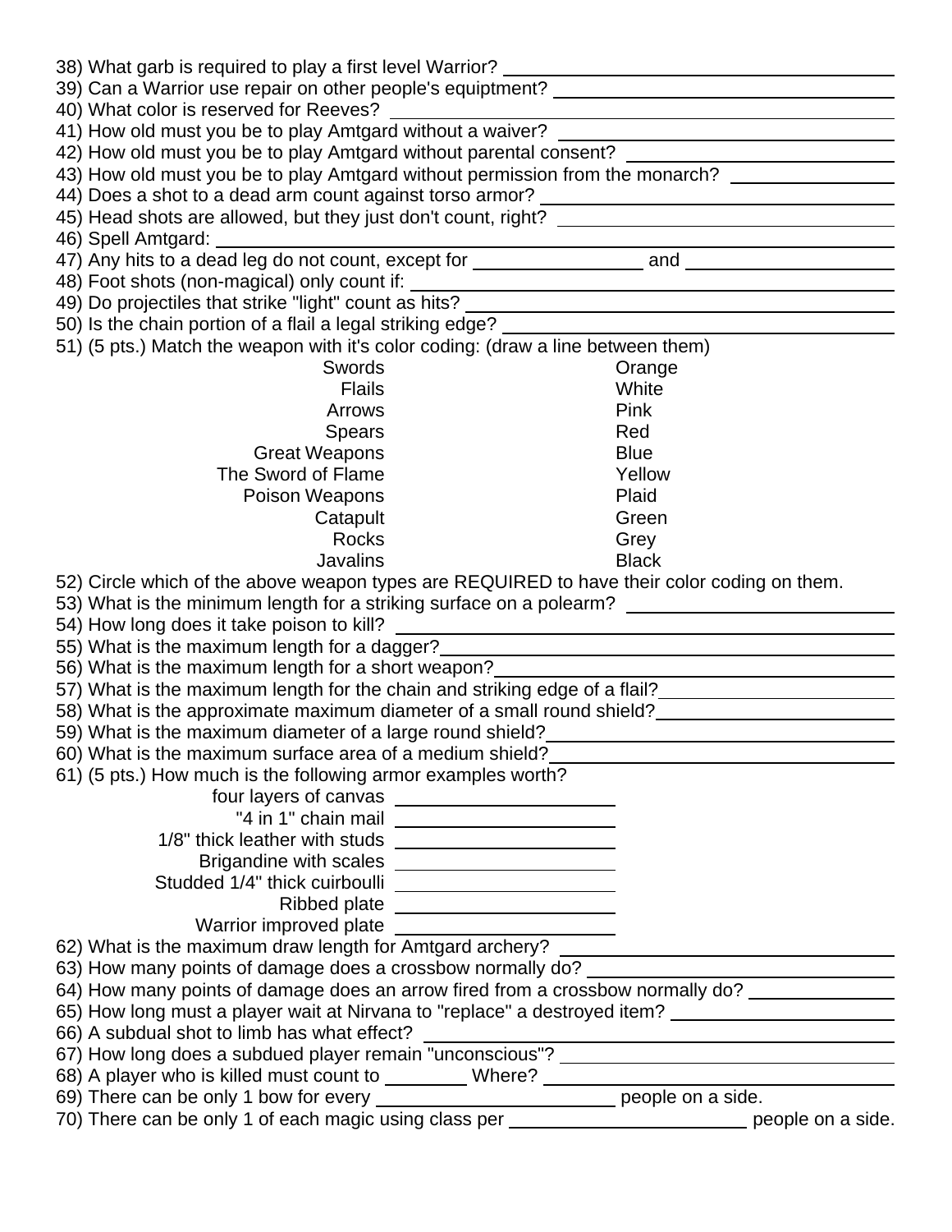38) What garb is required to play a first level Warrior? ____________________

39) Can a Warrior use repair on other people's equiptment? ____________________

40) What color is reserved for Reeves? ____________________

41) How old must you be to play Amtgard without a waiver? ____________________

42) How old must you be to play Amtgard without parental consent? ____________________

43) How old must you be to play Amtgard without permission from the monarch? ____________

44) Does a shot to a dead arm count against torso armor? ____________________

45) Head shots are allowed, but they just don't count, right? ____________________

46) Spell Amtgard: ____________________

47) Any hits to a dead leg do not count, except for ____________ and ____________

48) Foot shots (non-magical) only count if: ____________________

49) Do projectiles that strike "light" count as hits? ____________________

50) Is the chain portion of a flail a legal striking edge? ____________________

51) (5 pts.) Match the weapon with it's color coding: (draw a line between them)

| | |
|---|---|
| Swords | Orange |
| Flails | White |
| Arrows | Pink |
| Spears | Red |
| Great Weapons | Blue |
| The Sword of Flame | Yellow |
| Poison Weapons | Plaid |
| Catapult | Green |
| Rocks | Grey |
| Javalins | Black |

52) Circle which of the above weapon types are REQUIRED to have their color coding on them.

53) What is the minimum length for a striking surface on a polearm? ____________________

54) How long does it take poison to kill? ____________________

55) What is the maximum length for a dagger? ____________________

56) What is the maximum length for a short weapon? ____________________

57) What is the maximum length for the chain and striking edge of a flail? ____________________

58) What is the approximate maximum diameter of a small round shield? ____________________

59) What is the maximum diameter of a large round shield? ____________________

60) What is the maximum surface area of a medium shield? ____________________

61) (5 pts.) How much is the following armor examples worth?

| | |
|---|---|
| four layers of canvas | ____________ |
| "4 in 1" chain mail | ____________ |
| 1/8" thick leather with studs | ____________ |
| Brigandine with scales | ____________ |
| Studded 1/4" thick cuirboulli | ____________ |
| Ribbed plate | ____________ |
| Warrior improved plate | ____________ |

62) What is the maximum draw length for Amtgard archery? ____________________

63) How many points of damage does a crossbow normally do? ____________________

64) How many points of damage does an arrow fired from a crossbow normally do? ____________

65) How long must a player wait at Nirvana to "replace" a destroyed item? ____________________

66) A subdual shot to limb has what effect? ____________________

67) How long does a subdued player remain "unconscious"? ____________________

68) A player who is killed must count to ________ Where? ____________________

69) There can be only 1 bow for every ____________________ people on a side.

70) There can be only 1 of each magic using class per ____________________ people on a side.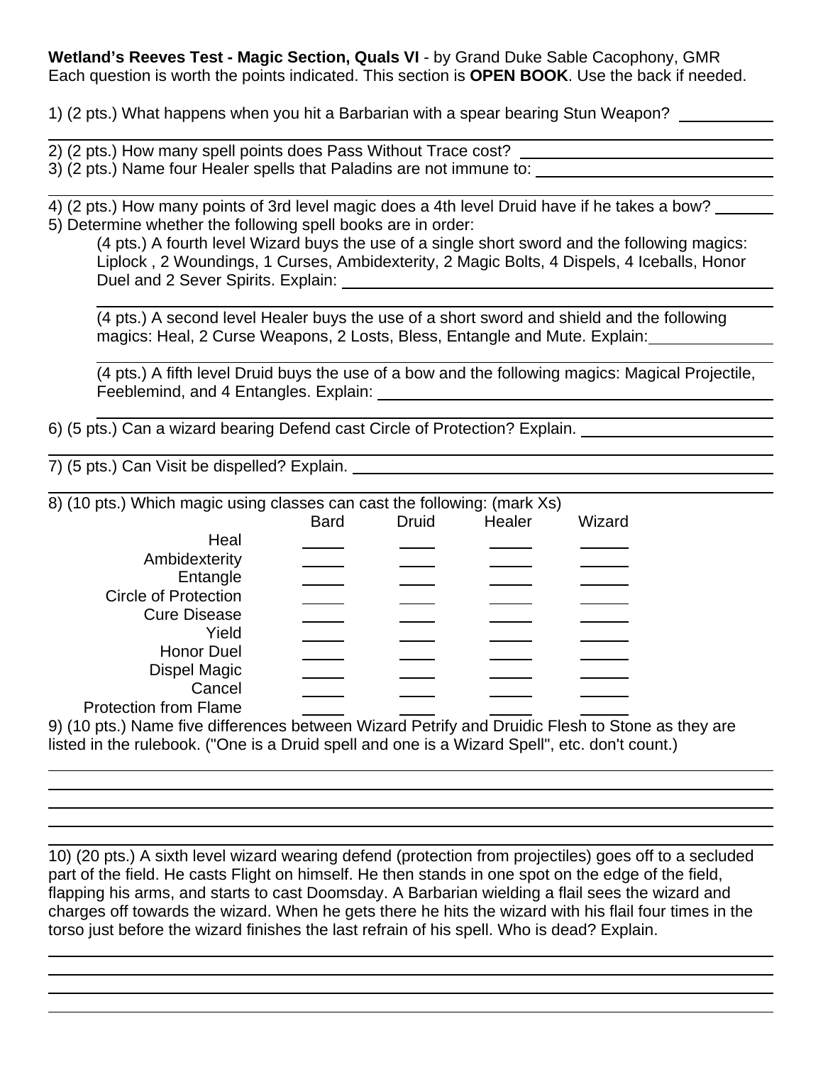**Wetland's Reeves Test - Magic Section, Quals VI** - by Grand Duke Sable Cacophony, GMR
Each question is worth the points indicated. This section is **OPEN BOOK**. Use the back if needed.

1) (2 pts.) What happens when you hit a Barbarian with a spear bearing Stun Weapon? ___________

2) (2 pts.) How many spell points does Pass Without Trace cost? ___________

3) (2 pts.) Name four Healer spells that Paladins are not immune to: ___________

4) (2 pts.) How many points of 3rd level magic does a 4th level Druid have if he takes a bow? ______

5) Determine whether the following spell books are in order:

(4 pts.) A fourth level Wizard buys the use of a single short sword and the following magics: Liplock , 2 Woundings, 1 Curses, Ambidexterity, 2 Magic Bolts, 4 Dispels, 4 Iceballs, Honor Duel and 2 Sever Spirits. Explain: ___________

(4 pts.) A second level Healer buys the use of a short sword and shield and the following magics: Heal, 2 Curse Weapons, 2 Losts, Bless, Entangle and Mute. Explain: ___________

(4 pts.) A fifth level Druid buys the use of a bow and the following magics: Magical Projectile, Feeblemind, and 4 Entangles. Explain: ___________

6) (5 pts.) Can a wizard bearing Defend cast Circle of Protection? Explain. ___________

7) (5 pts.) Can Visit be dispelled? Explain. ___________

8) (10 pts.) Which magic using classes can cast the following: (mark Xs)

| | Bard | Druid | Healer | Wizard |
|---|---|---|---|---|
| Heal | ____ | ____ | ____ | ____ |
| Ambidexterity | ____ | ____ | ____ | ____ |
| Entangle | ____ | ____ | ____ | ____ |
| Circle of Protection | ____ | ____ | ____ | ____ |
| Cure Disease | ____ | ____ | ____ | ____ |
| Yield | ____ | ____ | ____ | ____ |
| Honor Duel | ____ | ____ | ____ | ____ |
| Dispel Magic | ____ | ____ | ____ | ____ |
| Cancel | ____ | ____ | ____ | ____ |
| Protection from Flame | ____ | ____ | ____ | ____ |

9) (10 pts.) Name five differences between Wizard Petrify and Druidic Flesh to Stone as they are listed in the rulebook. ("One is a Druid spell and one is a Wizard Spell", etc. don't count.)

10) (20 pts.) A sixth level wizard wearing defend (protection from projectiles) goes off to a secluded part of the field. He casts Flight on himself. He then stands in one spot on the edge of the field, flapping his arms, and starts to cast Doomsday. A Barbarian wielding a flail sees the wizard and charges off towards the wizard. When he gets there he hits the wizard with his flail four times in the torso just before the wizard finishes the last refrain of his spell. Who is dead? Explain.